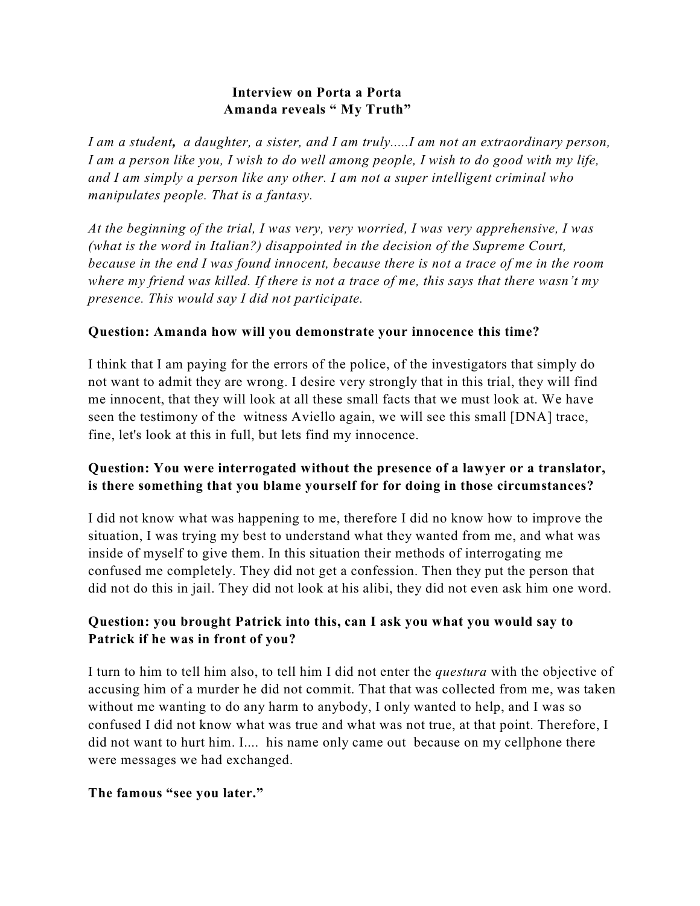**Interview on Porta a Porta**
**Amanda reveals " My Truth"**

*I am a student, a daughter, a sister, and I am truly.....I am not an extraordinary person, I am a person like you, I wish to do well among people, I wish to do good with my life, and I am simply a person like any other. I am not a super intelligent criminal who manipulates people. That is a fantasy.*

*At the beginning of the trial, I was very, very worried, I was very apprehensive, I was (what is the word in Italian?) disappointed in the decision of the Supreme Court, because in the end I was found innocent, because there is not a trace of me in the room where my friend was killed. If there is not a trace of me, this says that there wasn't my presence. This would say I did not participate.*

**Question: Amanda how will you demonstrate your innocence this time?**

I think that I am paying for the errors of the police, of the investigators that simply do not want to admit they are wrong. I desire very strongly that in this trial, they will find me innocent, that they will look at all these small facts that we must look at. We have seen the testimony of the witness Aviello again, we will see this small [DNA] trace, fine, let's look at this in full, but lets find my innocence.

**Question: You were interrogated without the presence of a lawyer or a translator, is there something that you blame yourself for for doing in those circumstances?**

I did not know what was happening to me, therefore I did no know how to improve the situation, I was trying my best to understand what they wanted from me, and what was inside of myself to give them. In this situation their methods of interrogating me confused me completely. They did not get a confession. Then they put the person that did not do this in jail. They did not look at his alibi, they did not even ask him one word.

**Question: you brought Patrick into this, can I ask you what you would say to Patrick if he was in front of you?**

I turn to him to tell him also, to tell him I did not enter the *questura* with the objective of accusing him of a murder he did not commit. That that was collected from me, was taken without me wanting to do any harm to anybody, I only wanted to help, and I was so confused I did not know what was true and what was not true, at that point. Therefore, I did not want to hurt him. I.... his name only came out because on my cellphone there were messages we had exchanged.

**The famous "see you later."**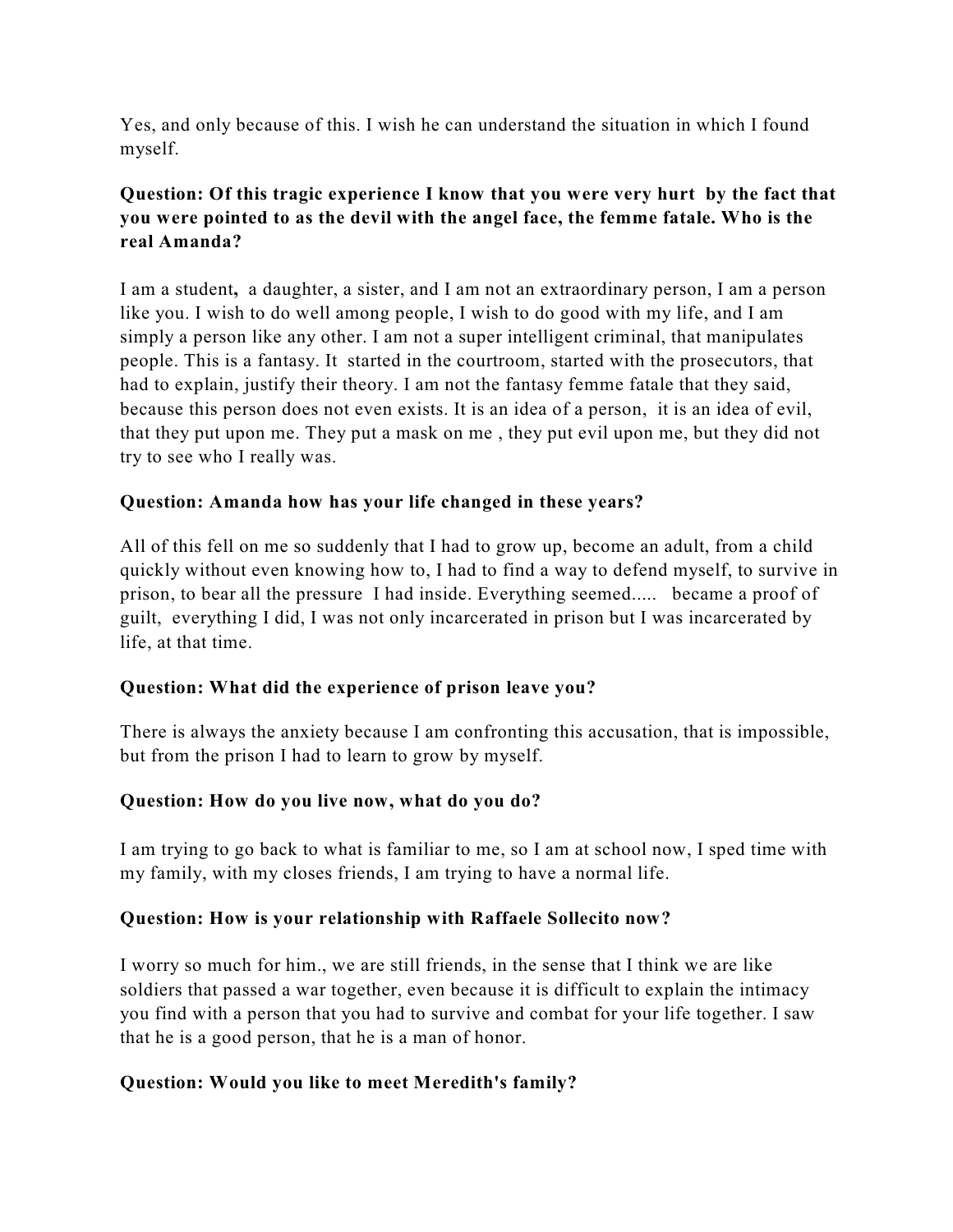Yes, and only because of this. I wish he can understand the situation in which I found myself.

**Question: Of this tragic experience I know that you were very hurt by the fact that you were pointed to as the devil with the angel face, the femme fatale. Who is the real Amanda?**

I am a student**,** a daughter, a sister, and I am not an extraordinary person, I am a person like you. I wish to do well among people, I wish to do good with my life, and I am simply a person like any other. I am not a super intelligent criminal, that manipulates people. This is a fantasy. It started in the courtroom, started with the prosecutors, that had to explain, justify their theory. I am not the fantasy femme fatale that they said, because this person does not even exists. It is an idea of a person, it is an idea of evil, that they put upon me. They put a mask on me , they put evil upon me, but they did not try to see who I really was.

**Question: Amanda how has your life changed in these years?**

All of this fell on me so suddenly that I had to grow up, become an adult, from a child quickly without even knowing how to, I had to find a way to defend myself, to survive in prison, to bear all the pressure I had inside. Everything seemed..... became a proof of guilt, everything I did, I was not only incarcerated in prison but I was incarcerated by life, at that time.

**Question: What did the experience of prison leave you?**

There is always the anxiety because I am confronting this accusation, that is impossible, but from the prison I had to learn to grow by myself.

**Question: How do you live now, what do you do?**

I am trying to go back to what is familiar to me, so I am at school now, I sped time with my family, with my closes friends, I am trying to have a normal life.

**Question: How is your relationship with Raffaele Sollecito now?**

I worry so much for him., we are still friends, in the sense that I think we are like soldiers that passed a war together, even because it is difficult to explain the intimacy you find with a person that you had to survive and combat for your life together. I saw that he is a good person, that he is a man of honor.

**Question: Would you like to meet Meredith's family?**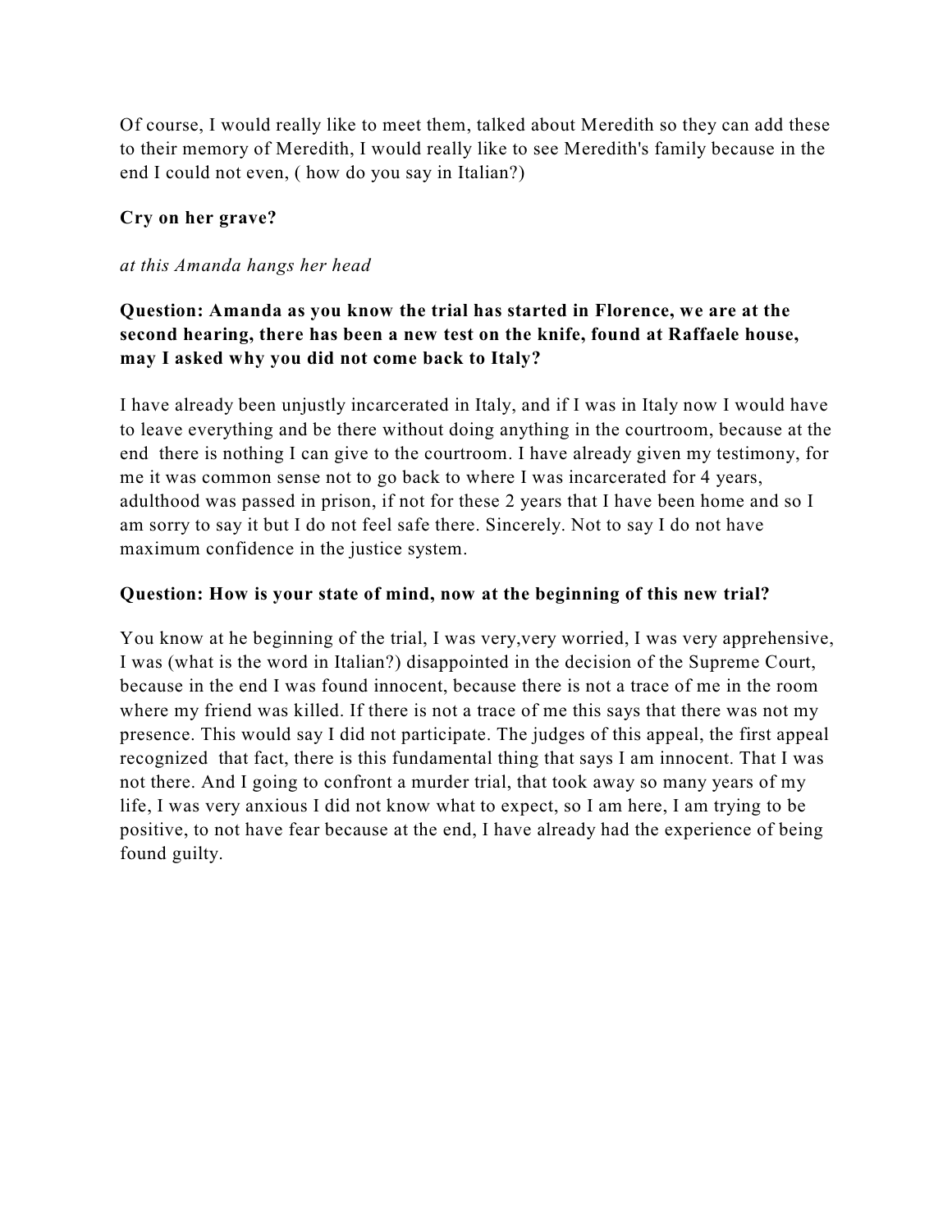Of course, I would really like to meet them, talked about Meredith so they can add these to their memory of Meredith, I would really like to see Meredith's family because in the end I could not even, ( how do you say in Italian?)

**Cry on her grave?**

*at this Amanda hangs her head*

**Question: Amanda as you know the trial has started in Florence, we are at the second hearing, there has been a new test on the knife, found at Raffaele house, may I asked why you did not come back to Italy?**

I have already been unjustly incarcerated in Italy, and if I was in Italy now I would have to leave everything and be there without doing anything in the courtroom, because at the end there is nothing I can give to the courtroom. I have already given my testimony, for me it was common sense not to go back to where I was incarcerated for 4 years, adulthood was passed in prison, if not for these 2 years that I have been home and so I am sorry to say it but I do not feel safe there. Sincerely. Not to say I do not have maximum confidence in the justice system.

**Question: How is your state of mind, now at the beginning of this new trial?**

You know at he beginning of the trial, I was very,very worried, I was very apprehensive, I was (what is the word in Italian?) disappointed in the decision of the Supreme Court, because in the end I was found innocent, because there is not a trace of me in the room where my friend was killed. If there is not a trace of me this says that there was not my presence. This would say I did not participate. The judges of this appeal, the first appeal recognized that fact, there is this fundamental thing that says I am innocent. That I was not there. And I going to confront a murder trial, that took away so many years of my life, I was very anxious I did not know what to expect, so I am here, I am trying to be positive, to not have fear because at the end, I have already had the experience of being found guilty.